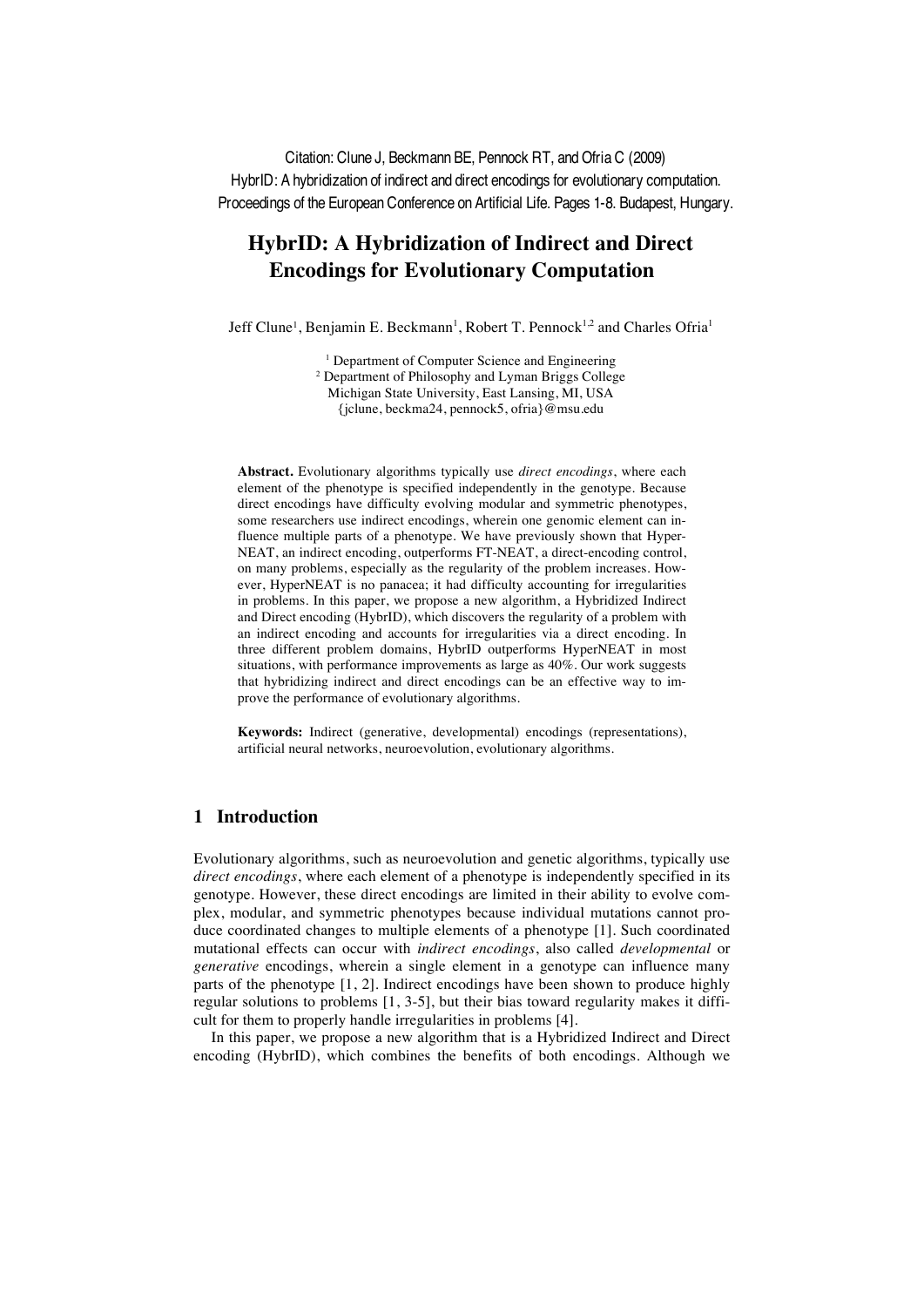Citation: Clune J, Beckmann BE, Pennock RT, and Ofria C (2009)
HybrID: A hybridization of indirect and direct encodings for evolutionary computation.
Proceedings of the European Conference on Artificial Life. Pages 1-8. Budapest, Hungary.

# HybrID: A Hybridization of Indirect and Direct Encodings for Evolutionary Computation

Jeff Clune[1], Benjamin E. Beckmann[1], Robert T. Pennock[1,2] and Charles Ofria[1]

[1] Department of Computer Science and Engineering
[2] Department of Philosophy and Lyman Briggs College
Michigan State University, East Lansing, MI, USA
{jclune, beckma24, pennock5, ofria}@msu.edu

**Abstract.** Evolutionary algorithms typically use *direct encodings*, where each element of the phenotype is specified independently in the genotype. Because direct encodings have difficulty evolving modular and symmetric phenotypes, some researchers use indirect encodings, wherein one genomic element can influence multiple parts of a phenotype. We have previously shown that HyperNEAT, an indirect encoding, outperforms FT-NEAT, a direct-encoding control, on many problems, especially as the regularity of the problem increases. However, HyperNEAT is no panacea; it had difficulty accounting for irregularities in problems. In this paper, we propose a new algorithm, a Hybridized Indirect and Direct encoding (HybrID), which discovers the regularity of a problem with an indirect encoding and accounts for irregularities via a direct encoding. In three different problem domains, HybrID outperforms HyperNEAT in most situations, with performance improvements as large as 40%. Our work suggests that hybridizing indirect and direct encodings can be an effective way to improve the performance of evolutionary algorithms.

**Keywords:** Indirect (generative, developmental) encodings (representations), artificial neural networks, neuroevolution, evolutionary algorithms.

## 1 Introduction

Evolutionary algorithms, such as neuroevolution and genetic algorithms, typically use *direct encodings*, where each element of a phenotype is independently specified in its genotype. However, these direct encodings are limited in their ability to evolve complex, modular, and symmetric phenotypes because individual mutations cannot produce coordinated changes to multiple elements of a phenotype [1]. Such coordinated mutational effects can occur with *indirect encodings*, also called *developmental* or *generative* encodings, wherein a single element in a genotype can influence many parts of the phenotype [1, 2]. Indirect encodings have been shown to produce highly regular solutions to problems [1, 3-5], but their bias toward regularity makes it difficult for them to properly handle irregularities in problems [4].

In this paper, we propose a new algorithm that is a Hybridized Indirect and Direct encoding (HybrID), which combines the benefits of both encodings. Although we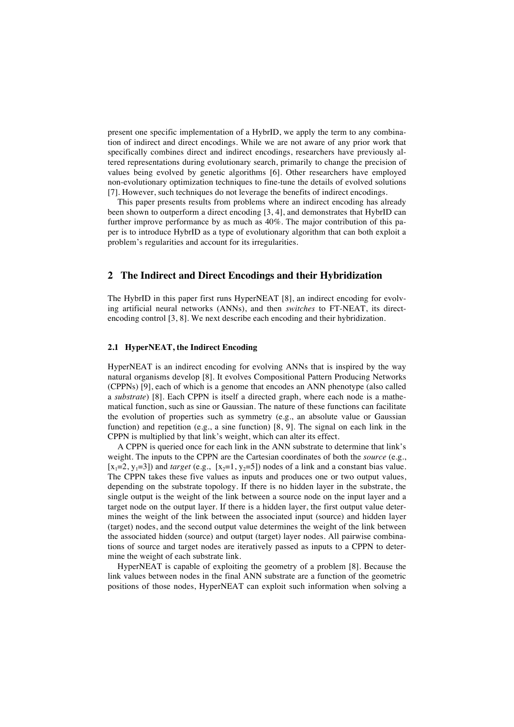present one specific implementation of a HybrID, we apply the term to any combination of indirect and direct encodings. While we are not aware of any prior work that specifically combines direct and indirect encodings, researchers have previously altered representations during evolutionary search, primarily to change the precision of values being evolved by genetic algorithms [6]. Other researchers have employed non-evolutionary optimization techniques to fine-tune the details of evolved solutions [7]. However, such techniques do not leverage the benefits of indirect encodings.

This paper presents results from problems where an indirect encoding has already been shown to outperform a direct encoding [3, 4], and demonstrates that HybrID can further improve performance by as much as 40%. The major contribution of this paper is to introduce HybrID as a type of evolutionary algorithm that can both exploit a problem's regularities and account for its irregularities.

## 2 The Indirect and Direct Encodings and their Hybridization

The HybrID in this paper first runs HyperNEAT [8], an indirect encoding for evolving artificial neural networks (ANNs), and then *switches* to FT-NEAT, its direct-encoding control [3, 8]. We next describe each encoding and their hybridization.

### 2.1 HyperNEAT, the Indirect Encoding

HyperNEAT is an indirect encoding for evolving ANNs that is inspired by the way natural organisms develop [8]. It evolves Compositional Pattern Producing Networks (CPPNs) [9], each of which is a genome that encodes an ANN phenotype (also called a *substrate*) [8]. Each CPPN is itself a directed graph, where each node is a mathematical function, such as sine or Gaussian. The nature of these functions can facilitate the evolution of properties such as symmetry (e.g., an absolute value or Gaussian function) and repetition (e.g., a sine function) [8, 9]. The signal on each link in the CPPN is multiplied by that link's weight, which can alter its effect.

A CPPN is queried once for each link in the ANN substrate to determine that link's weight. The inputs to the CPPN are the Cartesian coordinates of both the *source* (e.g., $[x_1=2, y_1=3]$) and *target* (e.g., $[x_2=1, y_2=5]$) nodes of a link and a constant bias value. The CPPN takes these five values as inputs and produces one or two output values, depending on the substrate topology. If there is no hidden layer in the substrate, the single output is the weight of the link between a source node on the input layer and a target node on the output layer. If there is a hidden layer, the first output value determines the weight of the link between the associated input (source) and hidden layer (target) nodes, and the second output value determines the weight of the link between the associated hidden (source) and output (target) layer nodes. All pairwise combinations of source and target nodes are iteratively passed as inputs to a CPPN to determine the weight of each substrate link.

HyperNEAT is capable of exploiting the geometry of a problem [8]. Because the link values between nodes in the final ANN substrate are a function of the geometric positions of those nodes, HyperNEAT can exploit such information when solving a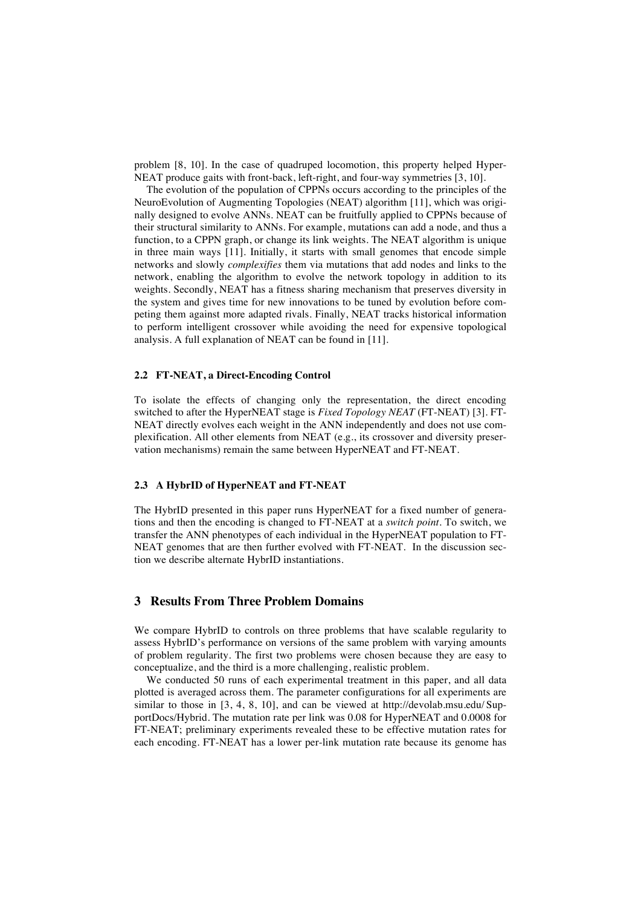problem [8, 10]. In the case of quadruped locomotion, this property helped HyperNEAT produce gaits with front-back, left-right, and four-way symmetries [3, 10].

The evolution of the population of CPPNs occurs according to the principles of the NeuroEvolution of Augmenting Topologies (NEAT) algorithm [11], which was originally designed to evolve ANNs. NEAT can be fruitfully applied to CPPNs because of their structural similarity to ANNs. For example, mutations can add a node, and thus a function, to a CPPN graph, or change its link weights. The NEAT algorithm is unique in three main ways [11]. Initially, it starts with small genomes that encode simple networks and slowly *complexifies* them via mutations that add nodes and links to the network, enabling the algorithm to evolve the network topology in addition to its weights. Secondly, NEAT has a fitness sharing mechanism that preserves diversity in the system and gives time for new innovations to be tuned by evolution before competing them against more adapted rivals. Finally, NEAT tracks historical information to perform intelligent crossover while avoiding the need for expensive topological analysis. A full explanation of NEAT can be found in [11].

### 2.2 FT-NEAT, a Direct-Encoding Control

To isolate the effects of changing only the representation, the direct encoding switched to after the HyperNEAT stage is *Fixed Topology NEAT* (FT-NEAT) [3]. FT-NEAT directly evolves each weight in the ANN independently and does not use complexification. All other elements from NEAT (e.g., its crossover and diversity preservation mechanisms) remain the same between HyperNEAT and FT-NEAT.

### 2.3 A HybrID of HyperNEAT and FT-NEAT

The HybrID presented in this paper runs HyperNEAT for a fixed number of generations and then the encoding is changed to FT-NEAT at a *switch point*. To switch, we transfer the ANN phenotypes of each individual in the HyperNEAT population to FT-NEAT genomes that are then further evolved with FT-NEAT. In the discussion section we describe alternate HybrID instantiations.

## 3 Results From Three Problem Domains

We compare HybrID to controls on three problems that have scalable regularity to assess HybrID's performance on versions of the same problem with varying amounts of problem regularity. The first two problems were chosen because they are easy to conceptualize, and the third is a more challenging, realistic problem.

We conducted 50 runs of each experimental treatment in this paper, and all data plotted is averaged across them. The parameter configurations for all experiments are similar to those in [3, 4, 8, 10], and can be viewed at http://devolab.msu.edu/SupportDocs/Hybrid. The mutation rate per link was 0.08 for HyperNEAT and 0.0008 for FT-NEAT; preliminary experiments revealed these to be effective mutation rates for each encoding. FT-NEAT has a lower per-link mutation rate because its genome has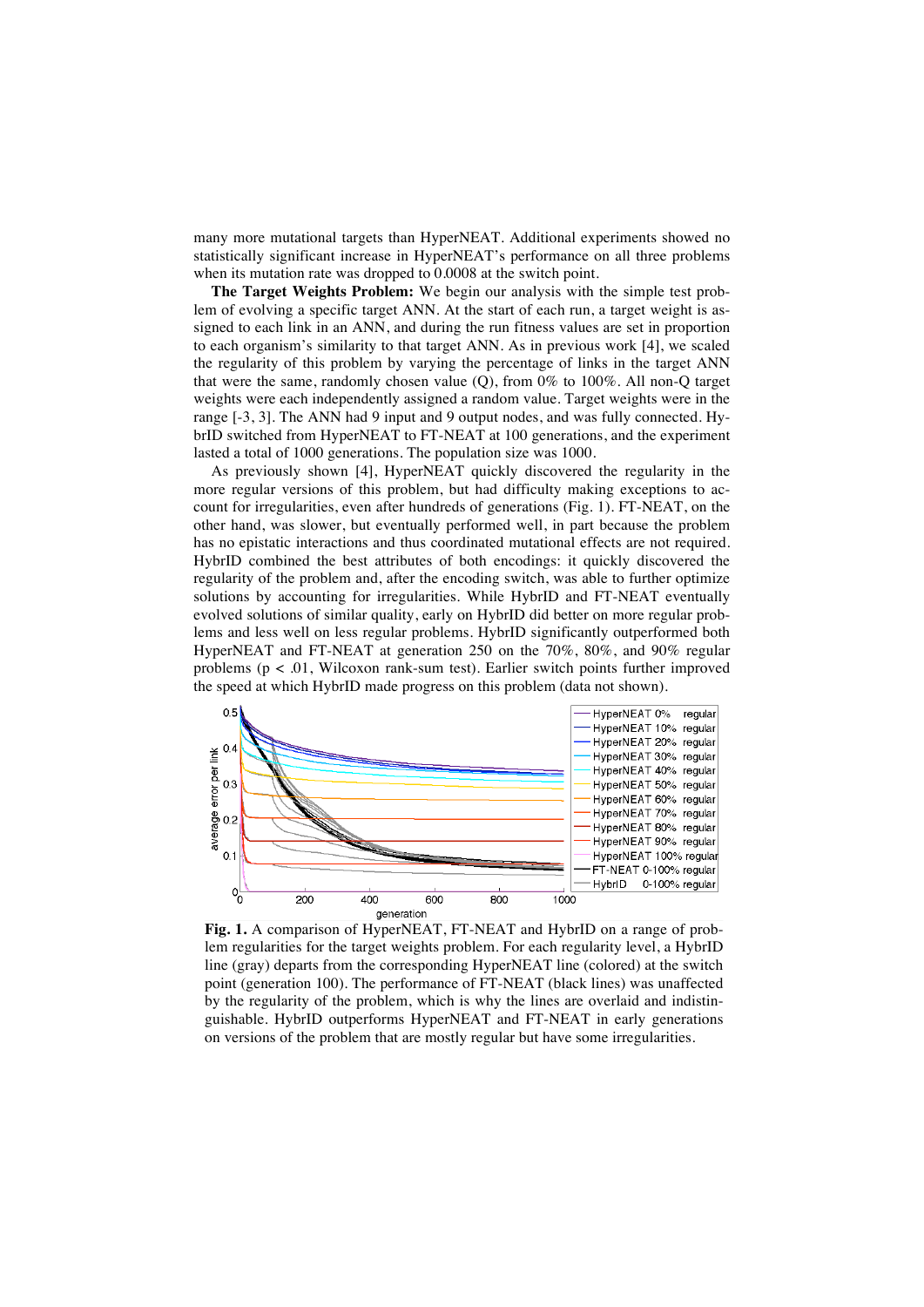many more mutational targets than HyperNEAT. Additional experiments showed no statistically significant increase in HyperNEAT's performance on all three problems when its mutation rate was dropped to 0.0008 at the switch point.

**The Target Weights Problem:** We begin our analysis with the simple test problem of evolving a specific target ANN. At the start of each run, a target weight is assigned to each link in an ANN, and during the run fitness values are set in proportion to each organism's similarity to that target ANN. As in previous work [4], we scaled the regularity of this problem by varying the percentage of links in the target ANN that were the same, randomly chosen value (Q), from 0% to 100%. All non-Q target weights were each independently assigned a random value. Target weights were in the range [-3, 3]. The ANN had 9 input and 9 output nodes, and was fully connected. HybrID switched from HyperNEAT to FT-NEAT at 100 generations, and the experiment lasted a total of 1000 generations. The population size was 1000.

As previously shown [4], HyperNEAT quickly discovered the regularity in the more regular versions of this problem, but had difficulty making exceptions to account for irregularities, even after hundreds of generations (Fig. 1). FT-NEAT, on the other hand, was slower, but eventually performed well, in part because the problem has no epistatic interactions and thus coordinated mutational effects are not required. HybrID combined the best attributes of both encodings: it quickly discovered the regularity of the problem and, after the encoding switch, was able to further optimize solutions by accounting for irregularities. While HybrID and FT-NEAT eventually evolved solutions of similar quality, early on HybrID did better on more regular problems and less well on less regular problems. HybrID significantly outperformed both HyperNEAT and FT-NEAT at generation 250 on the 70%, 80%, and 90% regular problems ($p < .01$, Wilcoxon rank-sum test). Earlier switch points further improved the speed at which HybrID made progress on this problem (data not shown).

**Fig. 1.** A comparison of HyperNEAT, FT-NEAT and HybrID on a range of problem regularities for the target weights problem. For each regularity level, a HybrID line (gray) departs from the corresponding HyperNEAT line (colored) at the switch point (generation 100). The performance of FT-NEAT (black lines) was unaffected by the regularity of the problem, which is why the lines are overlaid and indistinguishable. HybrID outperforms HyperNEAT and FT-NEAT in early generations on versions of the problem that are mostly regular but have some irregularities.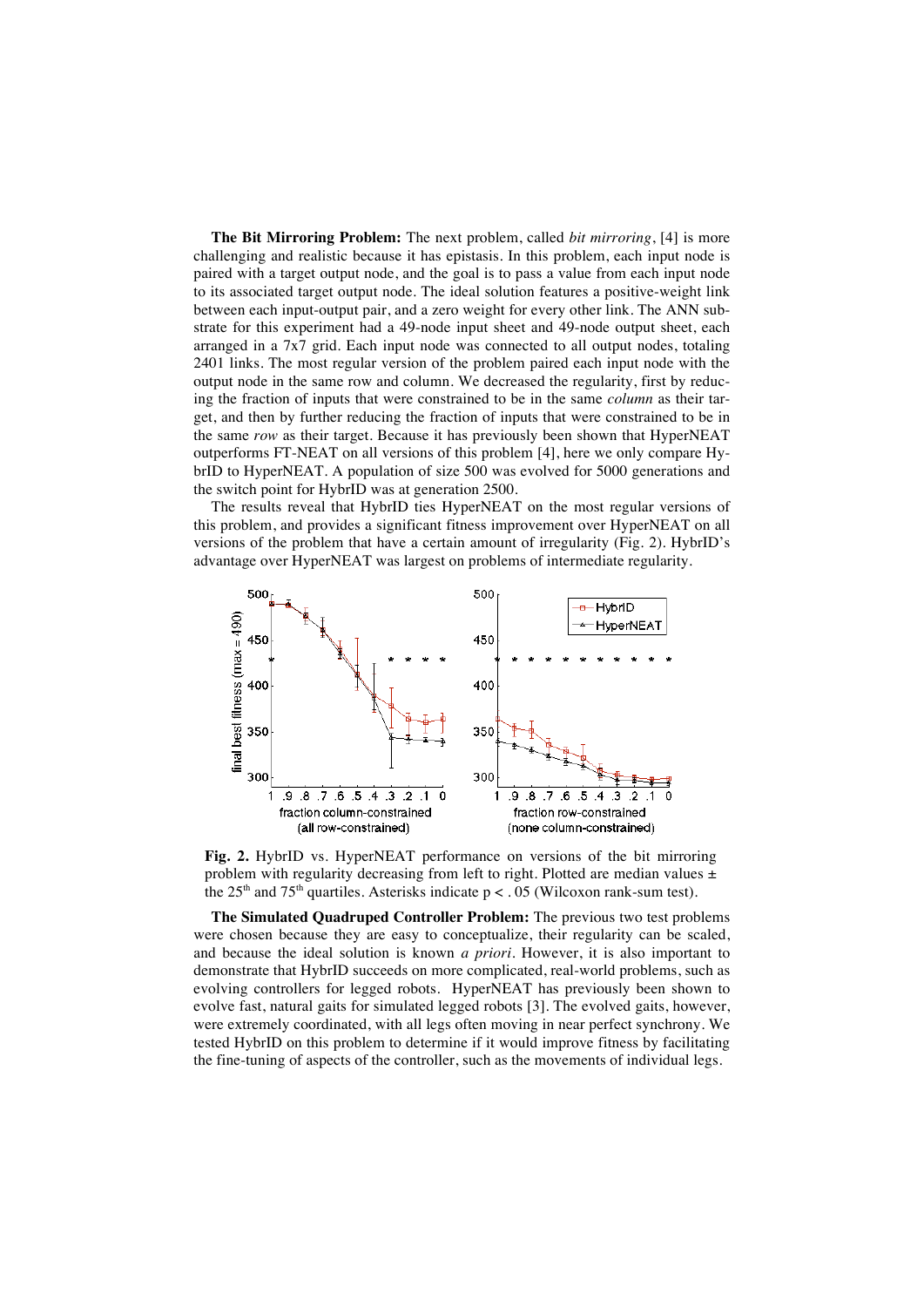**The Bit Mirroring Problem:** The next problem, called *bit mirroring*, [4] is more challenging and realistic because it has epistasis. In this problem, each input node is paired with a target output node, and the goal is to pass a value from each input node to its associated target output node. The ideal solution features a positive-weight link between each input-output pair, and a zero weight for every other link. The ANN substrate for this experiment had a 49-node input sheet and 49-node output sheet, each arranged in a 7x7 grid. Each input node was connected to all output nodes, totaling 2401 links. The most regular version of the problem paired each input node with the output node in the same row and column. We decreased the regularity, first by reducing the fraction of inputs that were constrained to be in the same *column* as their target, and then by further reducing the fraction of inputs that were constrained to be in the same *row* as their target. Because it has previously been shown that HyperNEAT outperforms FT-NEAT on all versions of this problem [4], here we only compare HybrID to HyperNEAT. A population of size 500 was evolved for 5000 generations and the switch point for HybrID was at generation 2500.

The results reveal that HybrID ties HyperNEAT on the most regular versions of this problem, and provides a significant fitness improvement over HyperNEAT on all versions of the problem that have a certain amount of irregularity (Fig. 2). HybrID's advantage over HyperNEAT was largest on problems of intermediate regularity.

**Fig. 2.** HybrID vs. HyperNEAT performance on versions of the bit mirroring problem with regularity decreasing from left to right. Plotted are median values ± the 25[th] and 75[th] quartiles. Asterisks indicate $p < .05$ (Wilcoxon rank-sum test).

**The Simulated Quadruped Controller Problem:** The previous two test problems were chosen because they are easy to conceptualize, their regularity can be scaled, and because the ideal solution is known *a priori*. However, it is also important to demonstrate that HybrID succeeds on more complicated, real-world problems, such as evolving controllers for legged robots. HyperNEAT has previously been shown to evolve fast, natural gaits for simulated legged robots [3]. The evolved gaits, however, were extremely coordinated, with all legs often moving in near perfect synchrony. We tested HybrID on this problem to determine if it would improve fitness by facilitating the fine-tuning of aspects of the controller, such as the movements of individual legs.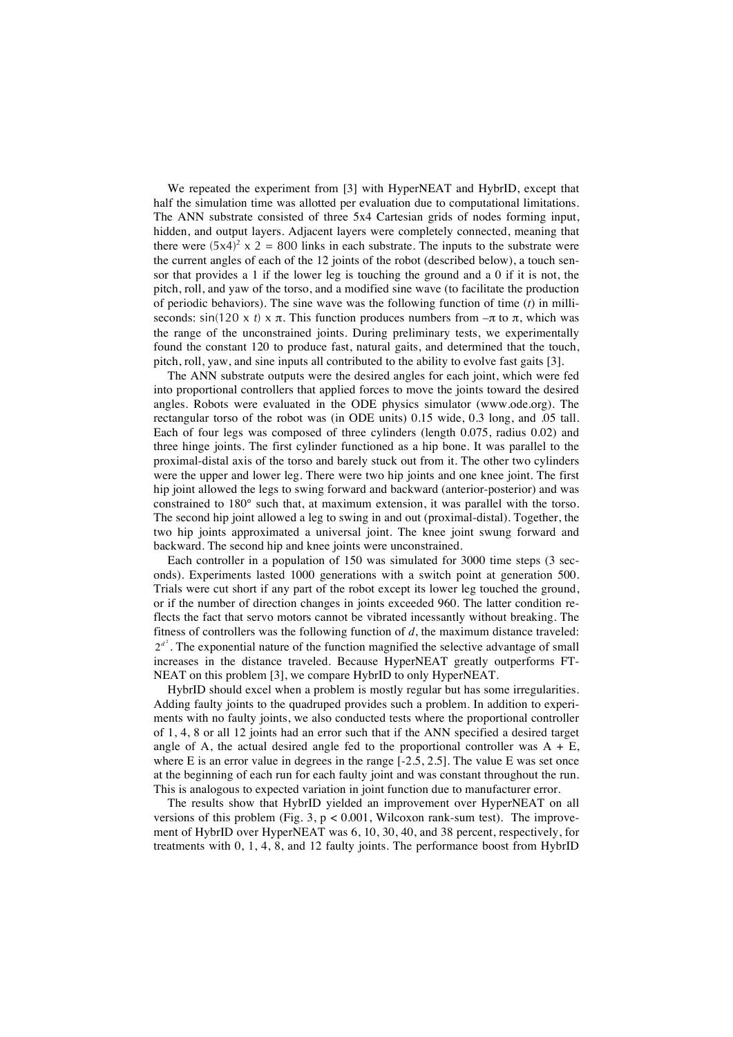We repeated the experiment from [3] with HyperNEAT and HybrID, except that half the simulation time was allotted per evaluation due to computational limitations. The ANN substrate consisted of three 5x4 Cartesian grids of nodes forming input, hidden, and output layers. Adjacent layers were completely connected, meaning that there were $(5\text{x}4)^2 \times 2 = 800$ links in each substrate. The inputs to the substrate were the current angles of each of the 12 joints of the robot (described below), a touch sensor that provides a 1 if the lower leg is touching the ground and a 0 if it is not, the pitch, roll, and yaw of the torso, and a modified sine wave (to facilitate the production of periodic behaviors). The sine wave was the following function of time ($t$) in milliseconds: $\sin(120 \times t) \times \pi$. This function produces numbers from $-\pi$ to $\pi$, which was the range of the unconstrained joints. During preliminary tests, we experimentally found the constant 120 to produce fast, natural gaits, and determined that the touch, pitch, roll, yaw, and sine inputs all contributed to the ability to evolve fast gaits [3].

The ANN substrate outputs were the desired angles for each joint, which were fed into proportional controllers that applied forces to move the joints toward the desired angles. Robots were evaluated in the ODE physics simulator (www.ode.org). The rectangular torso of the robot was (in ODE units) 0.15 wide, 0.3 long, and .05 tall. Each of four legs was composed of three cylinders (length 0.075, radius 0.02) and three hinge joints. The first cylinder functioned as a hip bone. It was parallel to the proximal-distal axis of the torso and barely stuck out from it. The other two cylinders were the upper and lower leg. There were two hip joints and one knee joint. The first hip joint allowed the legs to swing forward and backward (anterior-posterior) and was constrained to 180° such that, at maximum extension, it was parallel with the torso. The second hip joint allowed a leg to swing in and out (proximal-distal). Together, the two hip joints approximated a universal joint. The knee joint swung forward and backward. The second hip and knee joints were unconstrained.

Each controller in a population of 150 was simulated for 3000 time steps (3 seconds). Experiments lasted 1000 generations with a switch point at generation 500. Trials were cut short if any part of the robot except its lower leg touched the ground, or if the number of direction changes in joints exceeded 960. The latter condition reflects the fact that servo motors cannot be vibrated incessantly without breaking. The fitness of controllers was the following function of $d$, the maximum distance traveled: $2^{d^2}$. The exponential nature of the function magnified the selective advantage of small increases in the distance traveled. Because HyperNEAT greatly outperforms FT-NEAT on this problem [3], we compare HybrID to only HyperNEAT.

HybrID should excel when a problem is mostly regular but has some irregularities. Adding faulty joints to the quadruped provides such a problem. In addition to experiments with no faulty joints, we also conducted tests where the proportional controller of 1, 4, 8 or all 12 joints had an error such that if the ANN specified a desired target angle of A, the actual desired angle fed to the proportional controller was A + E, where E is an error value in degrees in the range [-2.5, 2.5]. The value E was set once at the beginning of each run for each faulty joint and was constant throughout the run. This is analogous to expected variation in joint function due to manufacturer error.

The results show that HybrID yielded an improvement over HyperNEAT on all versions of this problem (Fig. 3, $p < 0.001$, Wilcoxon rank-sum test). The improvement of HybrID over HyperNEAT was 6, 10, 30, 40, and 38 percent, respectively, for treatments with 0, 1, 4, 8, and 12 faulty joints. The performance boost from HybrID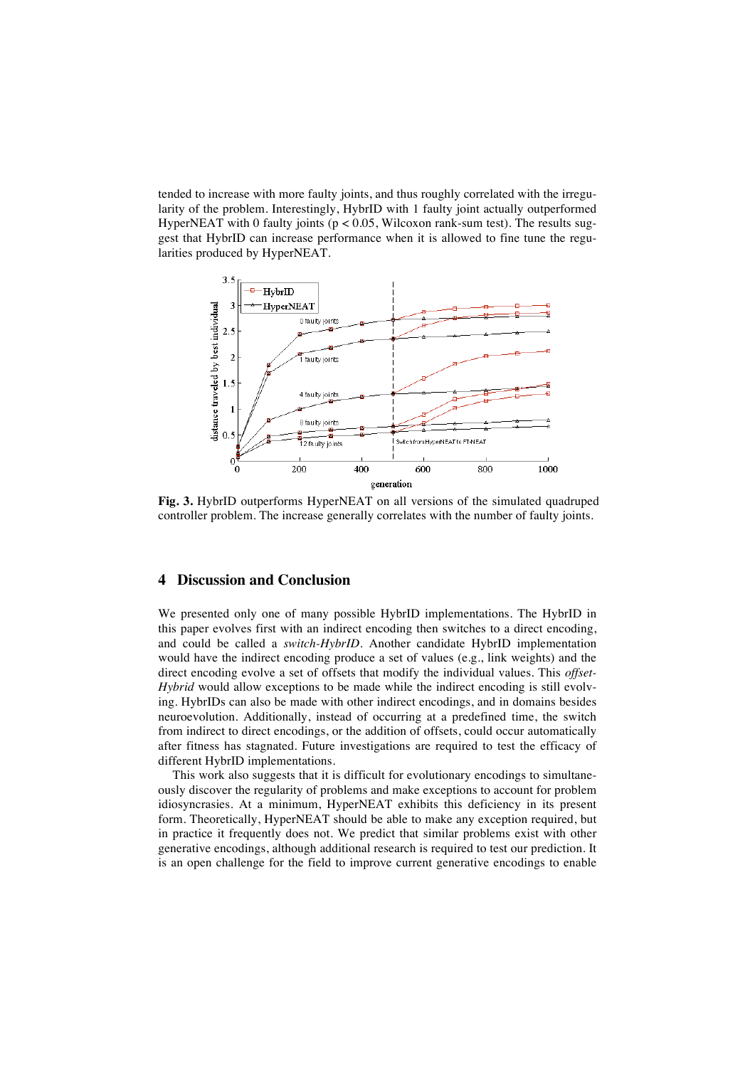tended to increase with more faulty joints, and thus roughly correlated with the irregularity of the problem. Interestingly, HybrID with 1 faulty joint actually outperformed HyperNEAT with 0 faulty joints ($p < 0.05$, Wilcoxon rank-sum test). The results suggest that HybrID can increase performance when it is allowed to fine tune the regularities produced by HyperNEAT.

**Fig. 3.** HybrID outperforms HyperNEAT on all versions of the simulated quadruped controller problem. The increase generally correlates with the number of faulty joints.

## 4 Discussion and Conclusion

We presented only one of many possible HybrID implementations. The HybrID in this paper evolves first with an indirect encoding then switches to a direct encoding, and could be called a *switch-HybrID*. Another candidate HybrID implementation would have the indirect encoding produce a set of values (e.g., link weights) and the direct encoding evolve a set of offsets that modify the individual values. This *offset-Hybrid* would allow exceptions to be made while the indirect encoding is still evolving. HybrIDs can also be made with other indirect encodings, and in domains besides neuroevolution. Additionally, instead of occurring at a predefined time, the switch from indirect to direct encodings, or the addition of offsets, could occur automatically after fitness has stagnated. Future investigations are required to test the efficacy of different HybrID implementations.

This work also suggests that it is difficult for evolutionary encodings to simultaneously discover the regularity of problems and make exceptions to account for problem idiosyncrasies. At a minimum, HyperNEAT exhibits this deficiency in its present form. Theoretically, HyperNEAT should be able to make any exception required, but in practice it frequently does not. We predict that similar problems exist with other generative encodings, although additional research is required to test our prediction. It is an open challenge for the field to improve current generative encodings to enable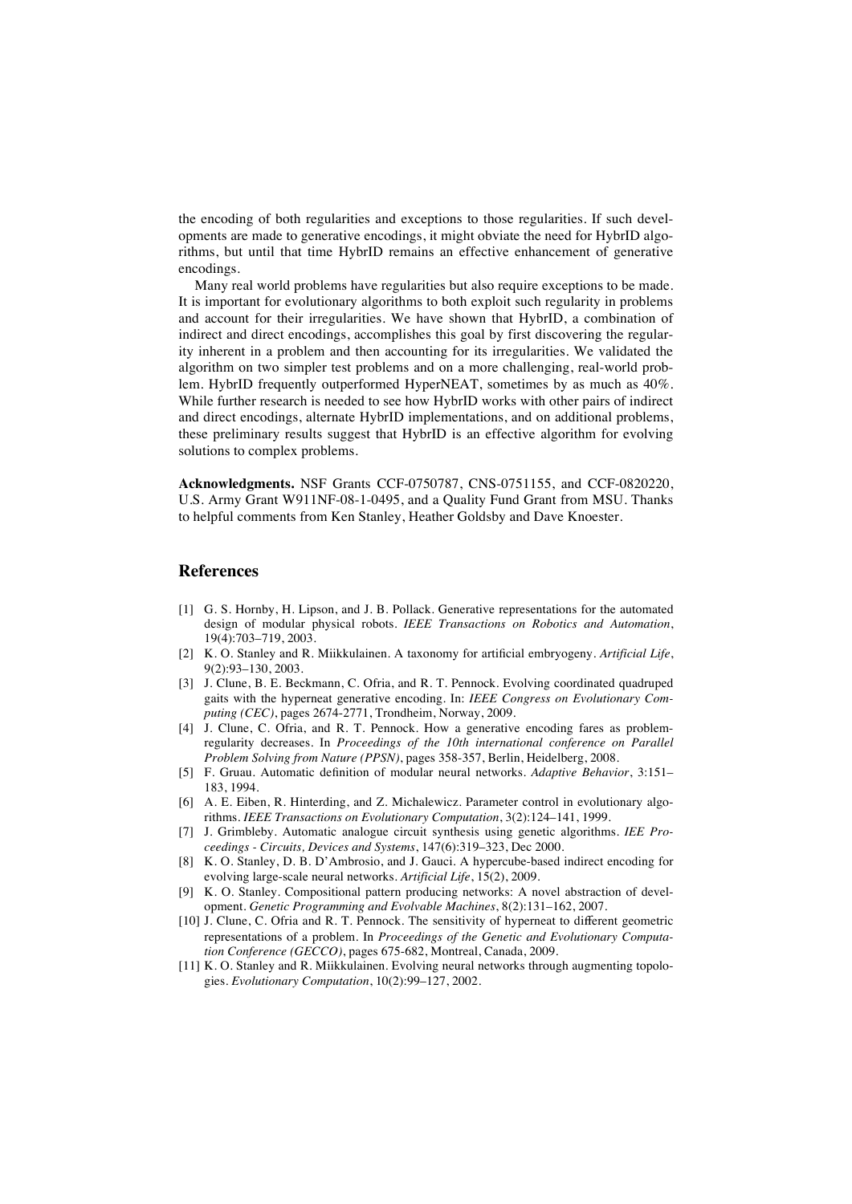the encoding of both regularities and exceptions to those regularities. If such developments are made to generative encodings, it might obviate the need for HybrID algorithms, but until that time HybrID remains an effective enhancement of generative encodings.

Many real world problems have regularities but also require exceptions to be made. It is important for evolutionary algorithms to both exploit such regularity in problems and account for their irregularities. We have shown that HybrID, a combination of indirect and direct encodings, accomplishes this goal by first discovering the regularity inherent in a problem and then accounting for its irregularities. We validated the algorithm on two simpler test problems and on a more challenging, real-world problem. HybrID frequently outperformed HyperNEAT, sometimes by as much as 40%. While further research is needed to see how HybrID works with other pairs of indirect and direct encodings, alternate HybrID implementations, and on additional problems, these preliminary results suggest that HybrID is an effective algorithm for evolving solutions to complex problems.

**Acknowledgments.** NSF Grants CCF-0750787, CNS-0751155, and CCF-0820220, U.S. Army Grant W911NF-08-1-0495, and a Quality Fund Grant from MSU. Thanks to helpful comments from Ken Stanley, Heather Goldsby and Dave Knoester.

## References

[1] G. S. Hornby, H. Lipson, and J. B. Pollack. Generative representations for the automated design of modular physical robots. *IEEE Transactions on Robotics and Automation*, 19(4):703–719, 2003.

[2] K. O. Stanley and R. Miikkulainen. A taxonomy for artificial embryogeny. *Artificial Life*, 9(2):93–130, 2003.

[3] J. Clune, B. E. Beckmann, C. Ofria, and R. T. Pennock. Evolving coordinated quadruped gaits with the hyperneat generative encoding. In: *IEEE Congress on Evolutionary Computing (CEC)*, pages 2674-2771, Trondheim, Norway, 2009.

[4] J. Clune, C. Ofria, and R. T. Pennock. How a generative encoding fares as problem-regularity decreases. In *Proceedings of the 10th international conference on Parallel Problem Solving from Nature (PPSN)*, pages 358-357, Berlin, Heidelberg, 2008.

[5] F. Gruau. Automatic definition of modular neural networks. *Adaptive Behavior*, 3:151–183, 1994.

[6] A. E. Eiben, R. Hinterding, and Z. Michalewicz. Parameter control in evolutionary algorithms. *IEEE Transactions on Evolutionary Computation*, 3(2):124–141, 1999.

[7] J. Grimbleby. Automatic analogue circuit synthesis using genetic algorithms. *IEE Proceedings - Circuits, Devices and Systems*, 147(6):319–323, Dec 2000.

[8] K. O. Stanley, D. B. D'Ambrosio, and J. Gauci. A hypercube-based indirect encoding for evolving large-scale neural networks. *Artificial Life*, 15(2), 2009.

[9] K. O. Stanley. Compositional pattern producing networks: A novel abstraction of development. *Genetic Programming and Evolvable Machines*, 8(2):131–162, 2007.

[10] J. Clune, C. Ofria and R. T. Pennock. The sensitivity of hyperneat to different geometric representations of a problem. In *Proceedings of the Genetic and Evolutionary Computation Conference (GECCO)*, pages 675-682, Montreal, Canada, 2009.

[11] K. O. Stanley and R. Miikkulainen. Evolving neural networks through augmenting topologies. *Evolutionary Computation*, 10(2):99–127, 2002.